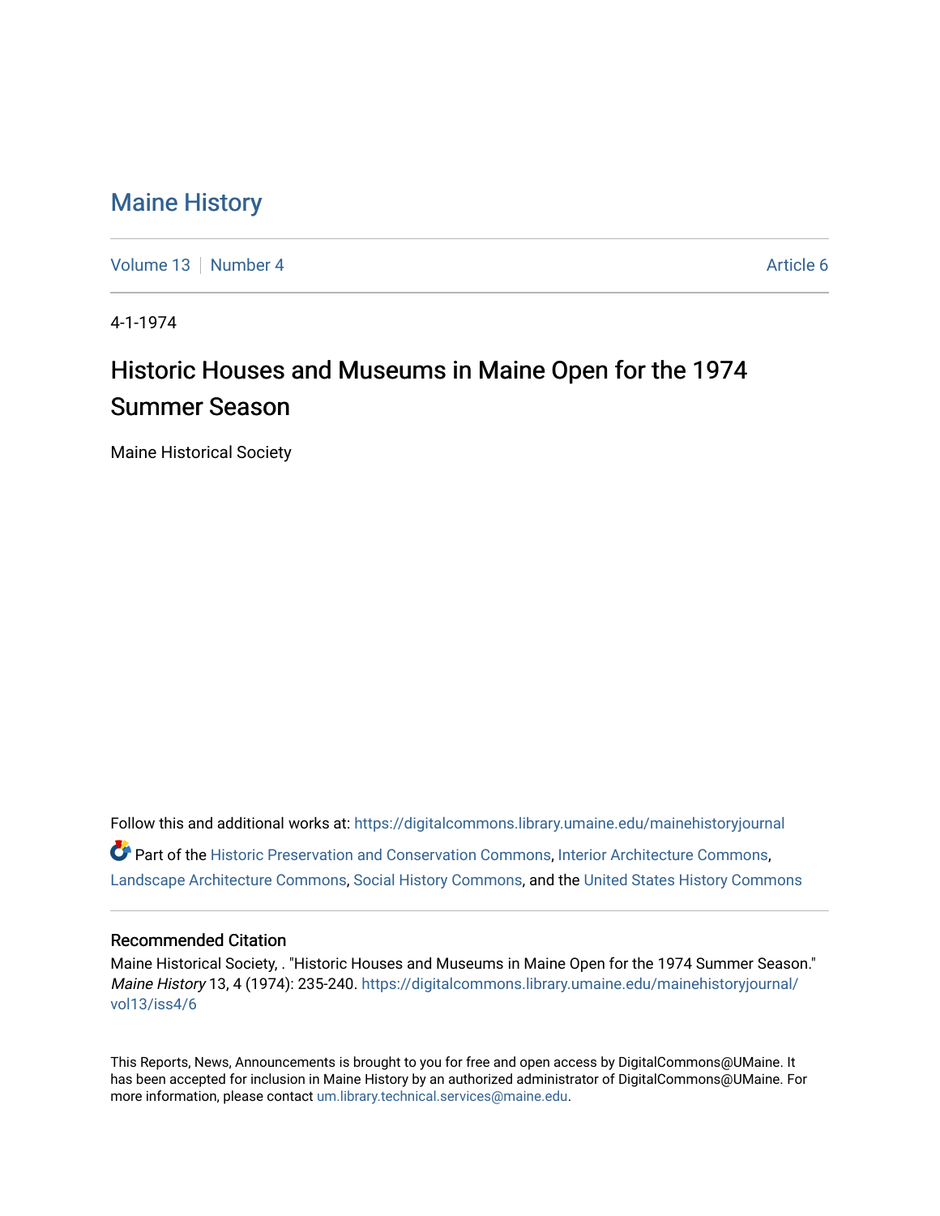# Maine History

Volume 13 | Number 4 | Article 6

4-1-1974

## Historic Houses and Museums in Maine Open for the 1974 Summer Season

Maine Historical Society

Follow this and additional works at: https://digitalcommons.library.umaine.edu/mainehistoryjournal

Part of the Historic Preservation and Conservation Commons, Interior Architecture Commons, Landscape Architecture Commons, Social History Commons, and the United States History Commons

### Recommended Citation

Maine Historical Society, . "Historic Houses and Museums in Maine Open for the 1974 Summer Season." *Maine History* 13, 4 (1974): 235-240. https://digitalcommons.library.umaine.edu/mainehistoryjournal/vol13/iss4/6

This Reports, News, Announcements is brought to you for free and open access by DigitalCommons@UMaine. It has been accepted for inclusion in Maine History by an authorized administrator of DigitalCommons@UMaine. For more information, please contact um.library.technical.services@maine.edu.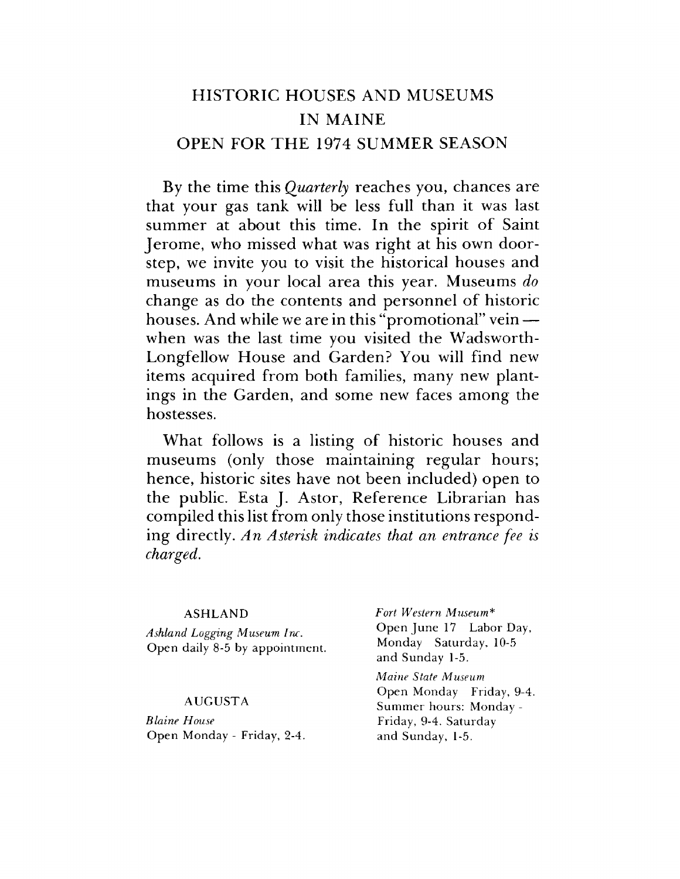# HISTORIC HOUSES AND MUSEUMS IN MAINE OPEN FOR THE 1974 SUMMER SEASON

By the time this *Quarterly* reaches you, chances are that your gas tank will be less full than it was last summer at about this time. In the spirit of Saint Jerome, who missed what was right at his own doorstep, we invite you to visit the historical houses and museums in your local area this year. Museums *do* change as do the contents and personnel of historic houses. And while we are in this "promotional" vein — when was the last time you visited the Wadsworth-Longfellow House and Garden? You will find new items acquired from both families, many new plantings in the Garden, and some new faces among the hostesses.

What follows is a listing of historic houses and museums (only those maintaining regular hours; hence, historic sites have not been included) open to the public. Esta J. Astor, Reference Librarian has compiled this list from only those institutions responding directly. *An Asterisk indicates that an entrance fee is charged.*

ASHLAND

*Ashland Logging Museum Inc.*
Open daily 8-5 by appointment.

AUGUSTA

*Blaine House*
Open Monday - Friday, 2-4.

*Fort Western Museum**
Open June 17 Labor Day, Monday Saturday, 10-5 and Sunday 1-5.

*Maine State Museum*
Open Monday Friday, 9-4. Summer hours: Monday - Friday, 9-4. Saturday and Sunday, 1-5.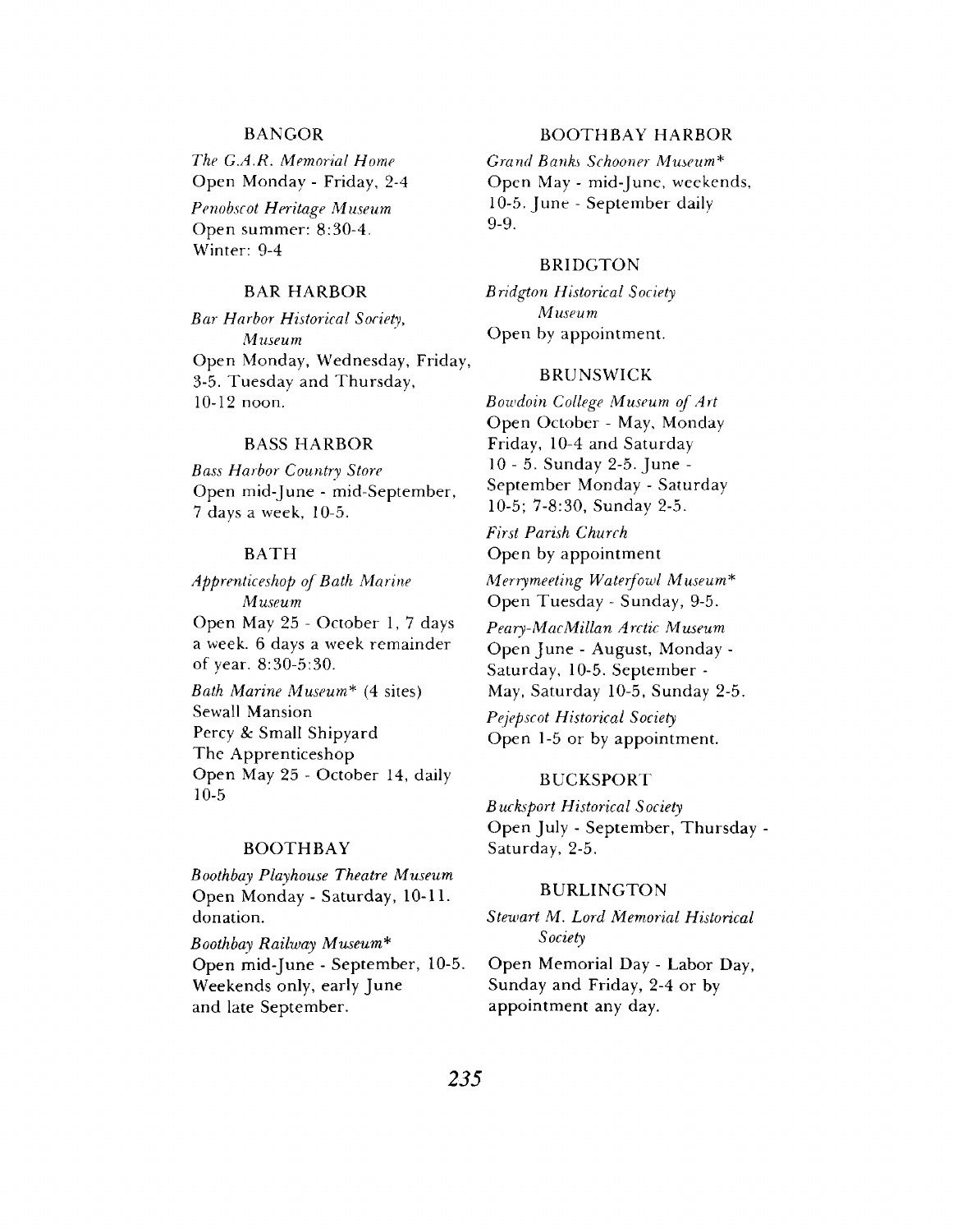### BANGOR

*The G.A.R. Memorial Home*
Open Monday - Friday, 2-4

*Penobscot Heritage Museum*
Open summer: 8:30-4.
Winter: 9-4

### BAR HARBOR

*Bar Harbor Historical Society, Museum*
Open Monday, Wednesday, Friday, 3-5. Tuesday and Thursday, 10-12 noon.

### BASS HARBOR

*Bass Harbor Country Store*
Open mid-June - mid-September, 7 days a week, 10-5.

### BATH

*Apprenticeshop of Bath Marine Museum*
Open May 25 - October 1, 7 days a week. 6 days a week remainder of year. 8:30-5:30.

*Bath Marine Museum** (4 sites)
Sewall Mansion
Percy & Small Shipyard
The Apprenticeshop
Open May 25 - October 14, daily 10-5

### BOOTHBAY

*Boothbay Playhouse Theatre Museum*
Open Monday - Saturday, 10-11. donation.

*Boothbay Railway Museum**
Open mid-June - September, 10-5. Weekends only, early June and late September.

### BOOTHBAY HARBOR

*Grand Banks Schooner Museum**
Open May - mid-June, weekends, 10-5. June - September daily 9-9.

### BRIDGTON

*Bridgton Historical Society Museum*
Open by appointment.

### BRUNSWICK

*Bowdoin College Museum of Art*
Open October - May, Monday Friday, 10-4 and Saturday 10 - 5. Sunday 2-5. June - September Monday - Saturday 10-5; 7-8:30, Sunday 2-5.

*First Parish Church*
Open by appointment

*Merrymeeting Waterfowl Museum**
Open Tuesday - Sunday, 9-5.

*Peary-MacMillan Arctic Museum*
Open June - August, Monday - Saturday, 10-5. September - May, Saturday 10-5, Sunday 2-5.

*Pejepscot Historical Society*
Open 1-5 or by appointment.

### BUCKSPORT

*Bucksport Historical Society*
Open July - September, Thursday - Saturday, 2-5.

### BURLINGTON

*Stewart M. Lord Memorial Historical Society*
Open Memorial Day - Labor Day, Sunday and Friday, 2-4 or by appointment any day.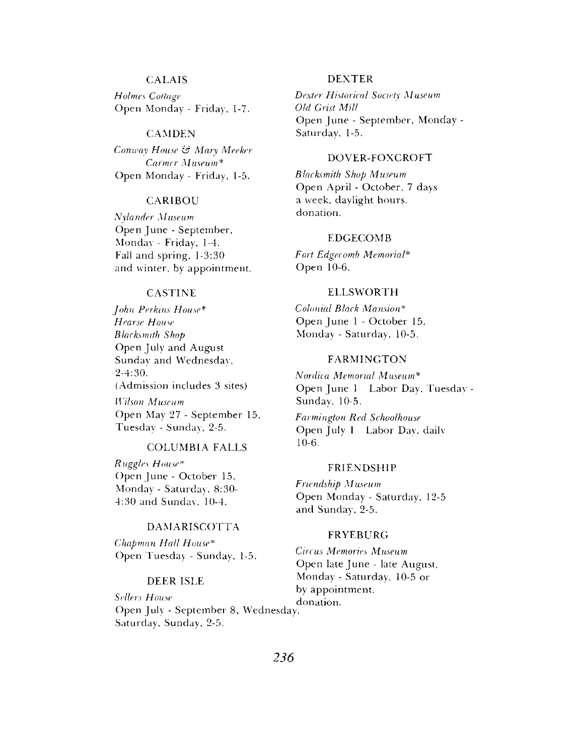### CALAIS

*Holmes Cottage*
Open Monday - Friday, 1-7.

### CAMDEN

*Conway House & Mary Meeker Carmer Museum**
Open Monday - Friday, 1-5.

### CARIBOU

*Nylander Museum*
Open June - September, Monday - Friday, 1-4.
Fall and spring, 1-3:30 and winter, by appointment.

### CASTINE

*John Perkins House**
*Hearse House*
*Blacksmith Shop*
Open July and August Sunday and Wednesday, 2-4:30.
(Admission includes 3 sites)

*Wilson Museum*
Open May 27 - September 15, Tuesday - Sunday, 2-5.

### COLUMBIA FALLS

*Ruggles House**
Open June - October 15, Monday - Saturday, 8:30-4:30 and Sunday, 10-4.

### DAMARISCOTTA

*Chapman Hall House**
Open Tuesday - Sunday, 1-5.

### DEER ISLE

*Sellers House*
Open July - September 8, Wednesday, Saturday, Sunday, 2-5.

### DEXTER

*Dexter Historical Society Museum*
*Old Grist Mill*
Open June - September, Monday - Saturday, 1-5.

### DOVER-FOXCROFT

*Blacksmith Shop Museum*
Open April - October, 7 days a week, daylight hours.
donation.

### EDGECOMB

*Fort Edgecomb Memorial**
Open 10-6.

### ELLSWORTH

*Colonial Black Mansion**
Open June 1 - October 15, Monday - Saturday, 10-5.

### FARMINGTON

*Nordica Memorial Museum**
Open June 1 Labor Day, Tuesday - Sunday, 10-5.

*Farmington Red Schoolhouse*
Open July 1 Labor Day, daily 10-6.

### FRIENDSHIP

*Friendship Museum*
Open Monday - Saturday, 12-5 and Sunday, 2-5.

### FRYEBURG

*Circus Memories Museum*
Open late June - late August, Monday - Saturday, 10-5 or by appointment.
donation.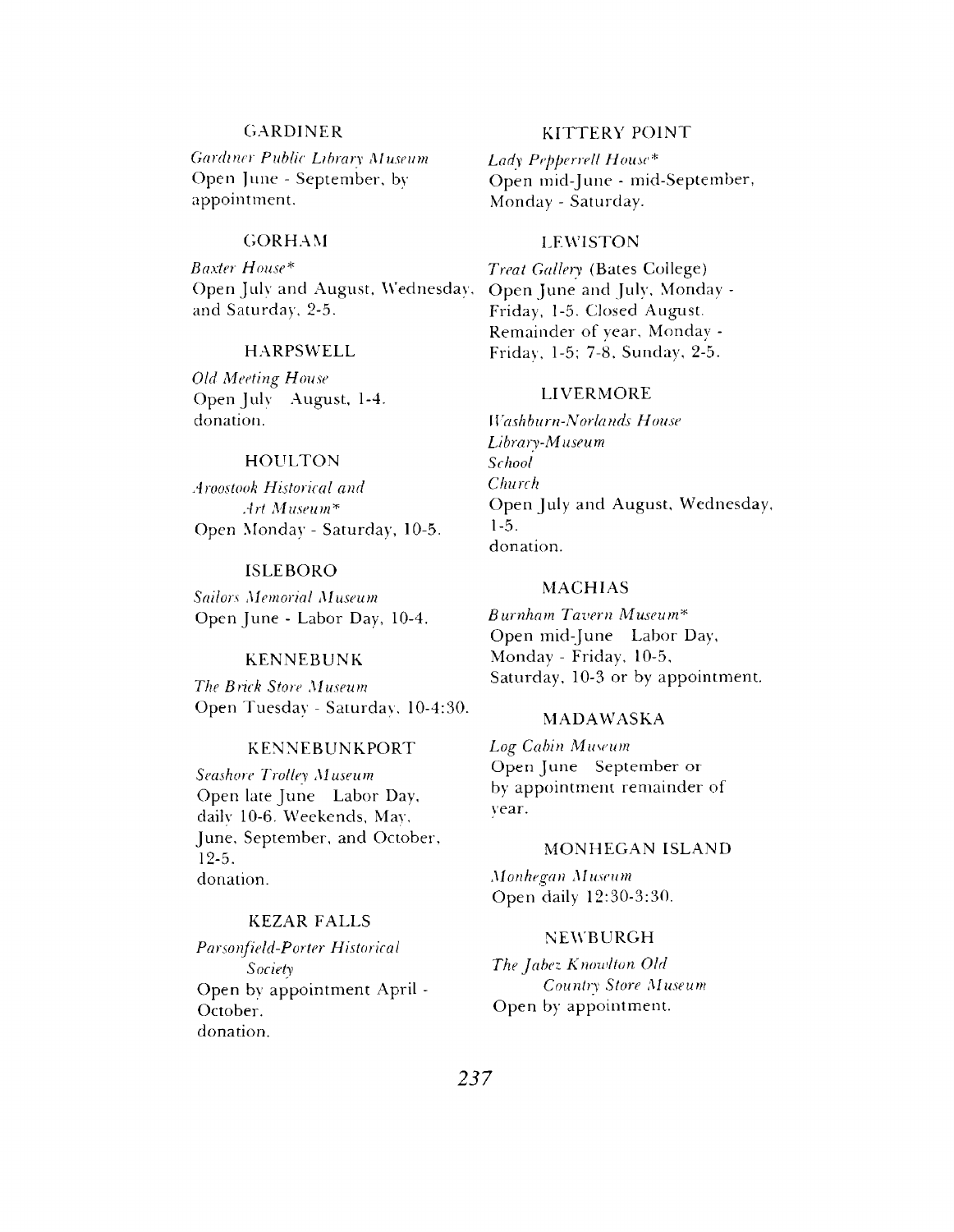### GARDINER

*Gardiner Public Library Museum*
Open June - September, by appointment.

### GORHAM

*Baxter House**
Open July and August, Wednesday and Saturday, 2-5.

### HARPSWELL

*Old Meeting House*
Open July August, 1-4.
donation.

### HOULTON

*Aroostook Historical and Art Museum**
Open Monday - Saturday, 10-5.

### ISLEBORO

*Sailors Memorial Museum*
Open June - Labor Day, 10-4.

### KENNEBUNK

*The Brick Store Museum*
Open Tuesday - Saturday, 10-4:30.

### KENNEBUNKPORT

*Seashore Trolley Museum*
Open late June Labor Day, daily 10-6. Weekends, May, June, September, and October, 12-5.
donation.

### KEZAR FALLS

*Parsonfield-Porter Historical Society*
Open by appointment April - October.
donation.

### KITTERY POINT

*Lady Pepperrell House**
Open mid-June - mid-September, Monday - Saturday.

### LEWISTON

*Treat Gallery* (Bates College)
Open June and July, Monday - Friday, 1-5. Closed August. Remainder of year, Monday - Friday, 1-5; 7-8, Sunday, 2-5.

### LIVERMORE

*Washburn-Norlands House*
*Library-Museum*
*School*
*Church*
Open July and August, Wednesday, 1-5.
donation.

### MACHIAS

*Burnham Tavern Museum**
Open mid-June Labor Day, Monday - Friday, 10-5, Saturday, 10-3 or by appointment.

### MADAWASKA

*Log Cabin Museum*
Open June September or by appointment remainder of year.

### MONHEGAN ISLAND

*Monhegan Museum*
Open daily 12:30-3:30.

### NEWBURGH

*The Jabez Knowlton Old Country Store Museum*
Open by appointment.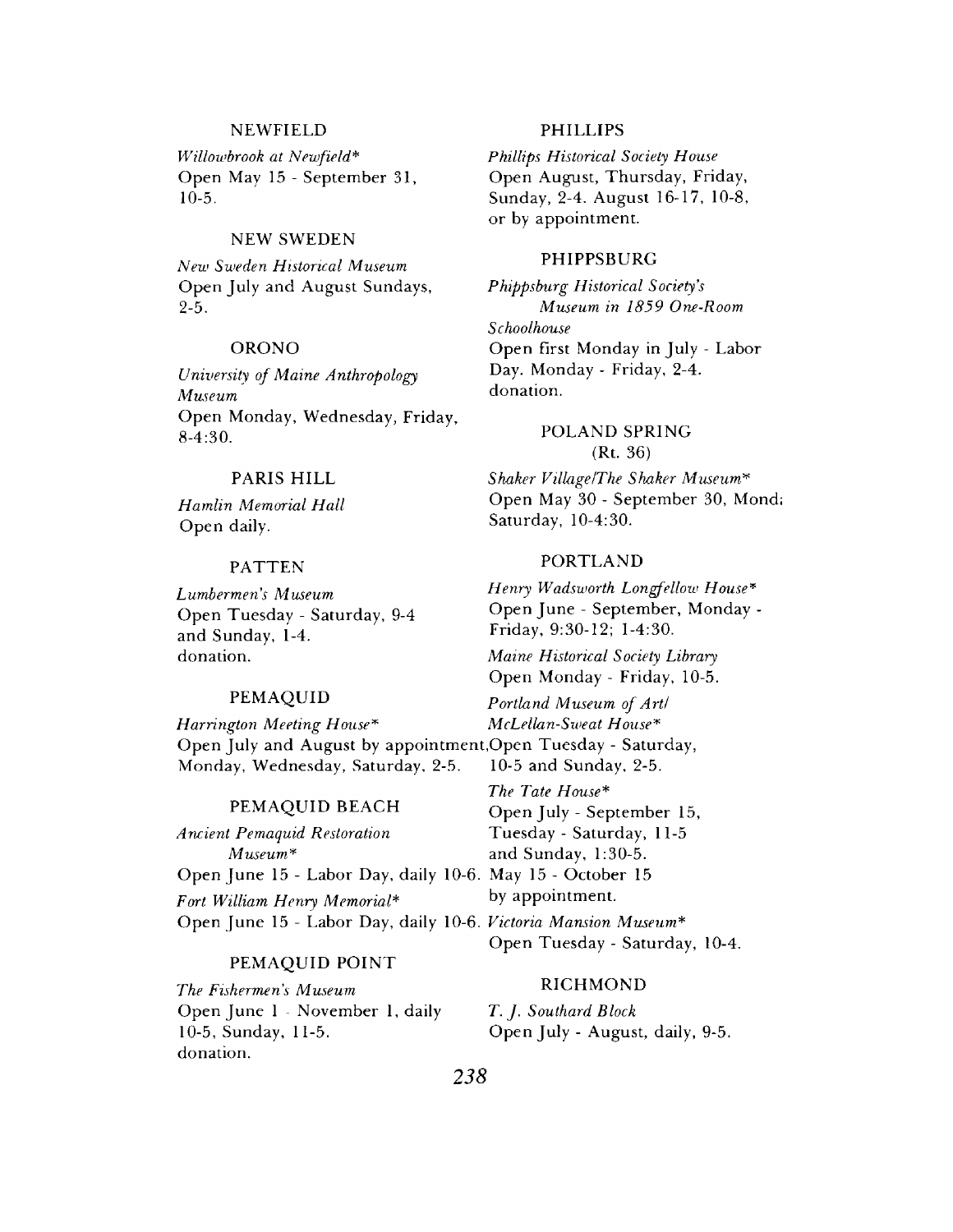### NEWFIELD

*Willowbrook at Newfield**
Open May 15 - September 31, 10-5.

### NEW SWEDEN

*New Sweden Historical Museum*
Open July and August Sundays, 2-5.

### ORONO

*University of Maine Anthropology Museum*
Open Monday, Wednesday, Friday, 8-4:30.

### PARIS HILL

*Hamlin Memorial Hall*
Open daily.

### PATTEN

*Lumbermen's Museum*
Open Tuesday - Saturday, 9-4 and Sunday, 1-4.
donation.

### PEMAQUID

*Harrington Meeting House**
Open July and August by appointment, Monday, Wednesday, Saturday, 2-5.

### PEMAQUID BEACH

*Ancient Pemaquid Restoration Museum**
Open June 15 - Labor Day, daily 10-6.

*Fort William Henry Memorial**
Open June 15 - Labor Day, daily 10-6.

### PEMAQUID POINT

*The Fishermen's Museum*
Open June 1 - November 1, daily 10-5, Sunday, 11-5.
donation.

### PHILLIPS

*Phillips Historical Society House*
Open August, Thursday, Friday, Sunday, 2-4. August 16-17, 10-8, or by appointment.

### PHIPPSBURG

*Phippsburg Historical Society's Museum in 1859 One-Room Schoolhouse*
Open first Monday in July - Labor Day. Monday - Friday, 2-4.
donation.

### POLAND SPRING
(Rt. 36)

*Shaker Village/The Shaker Museum**
Open May 30 - September 30, Mond; Saturday, 10-4:30.

### PORTLAND

*Henry Wadsworth Longfellow House**
Open June - September, Monday - Friday, 9:30-12; 1-4:30.

*Maine Historical Society Library*
Open Monday - Friday, 10-5.

*Portland Museum of Art/ McLellan-Sweat House**
Open Tuesday - Saturday, 10-5 and Sunday, 2-5.

*The Tate House**
Open July - September 15, Tuesday - Saturday, 11-5 and Sunday, 1:30-5.
May 15 - October 15 by appointment.

*Victoria Mansion Museum**
Open Tuesday - Saturday, 10-4.

### RICHMOND

*T. J. Southard Block*
Open July - August, daily, 9-5.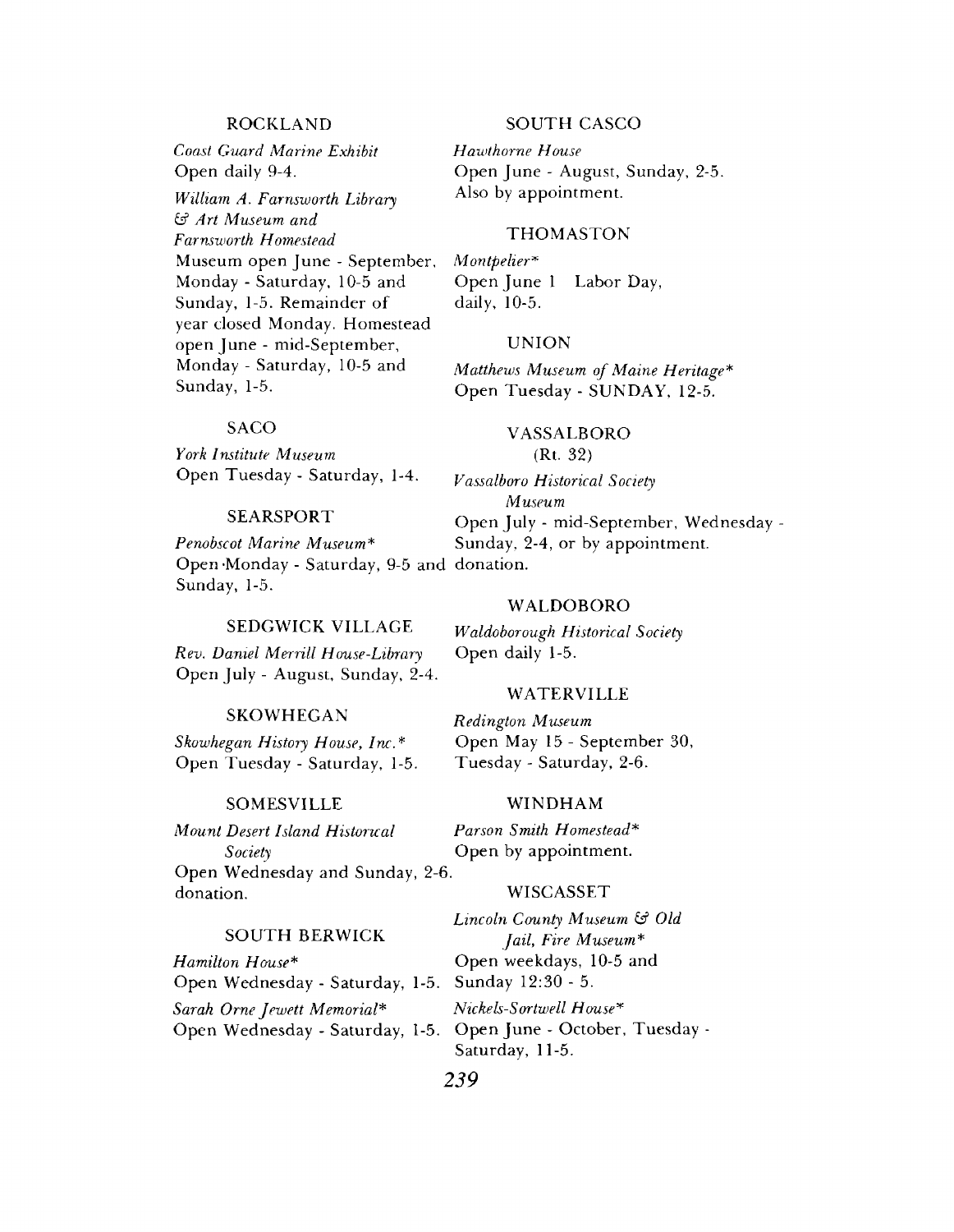### ROCKLAND

*Coast Guard Marine Exhibit*
Open daily 9-4.

*William A. Farnsworth Library & Art Museum and Farnsworth Homestead*
Museum open June - September, Monday - Saturday, 10-5 and Sunday, 1-5. Remainder of year closed Monday. Homestead open June - mid-September, Monday - Saturday, 10-5 and Sunday, 1-5.

### SACO

*York Institute Museum*
Open Tuesday - Saturday, 1-4.

### SEARSPORT

*Penobscot Marine Museum**
Open Monday - Saturday, 9-5 and Sunday, 1-5.

### SEDGWICK VILLAGE

*Rev. Daniel Merrill House-Library*
Open July - August, Sunday, 2-4.

### SKOWHEGAN

*Skowhegan History House, Inc.**
Open Tuesday - Saturday, 1-5.

### SOMESVILLE

*Mount Desert Island Historical Society*
Open Wednesday and Sunday, 2-6. donation.

### SOUTH BERWICK

*Hamilton House**
Open Wednesday - Saturday, 1-5.

*Sarah Orne Jewett Memorial**
Open Wednesday - Saturday, 1-5.

### SOUTH CASCO

*Hawthorne House*
Open June - August, Sunday, 2-5. Also by appointment.

### THOMASTON

*Montpelier**
Open June 1 Labor Day, daily, 10-5.

### UNION

*Matthews Museum of Maine Heritage**
Open Tuesday - SUNDAY, 12-5.

### VASSALBORO
(Rt. 32)

*Vassalboro Historical Society Museum*
Open July - mid-September, Wednesday - Sunday, 2-4, or by appointment. donation.

### WALDOBORO

*Waldoborough Historical Society*
Open daily 1-5.

### WATERVILLE

*Redington Museum*
Open May 15 - September 30, Tuesday - Saturday, 2-6.

### WINDHAM

*Parson Smith Homestead**
Open by appointment.

### WISCASSET

*Lincoln County Museum & Old Jail, Fire Museum**
Open weekdays, 10-5 and Sunday 12:30 - 5.

*Nickels-Sortwell House**
Open June - October, Tuesday - Saturday, 11-5.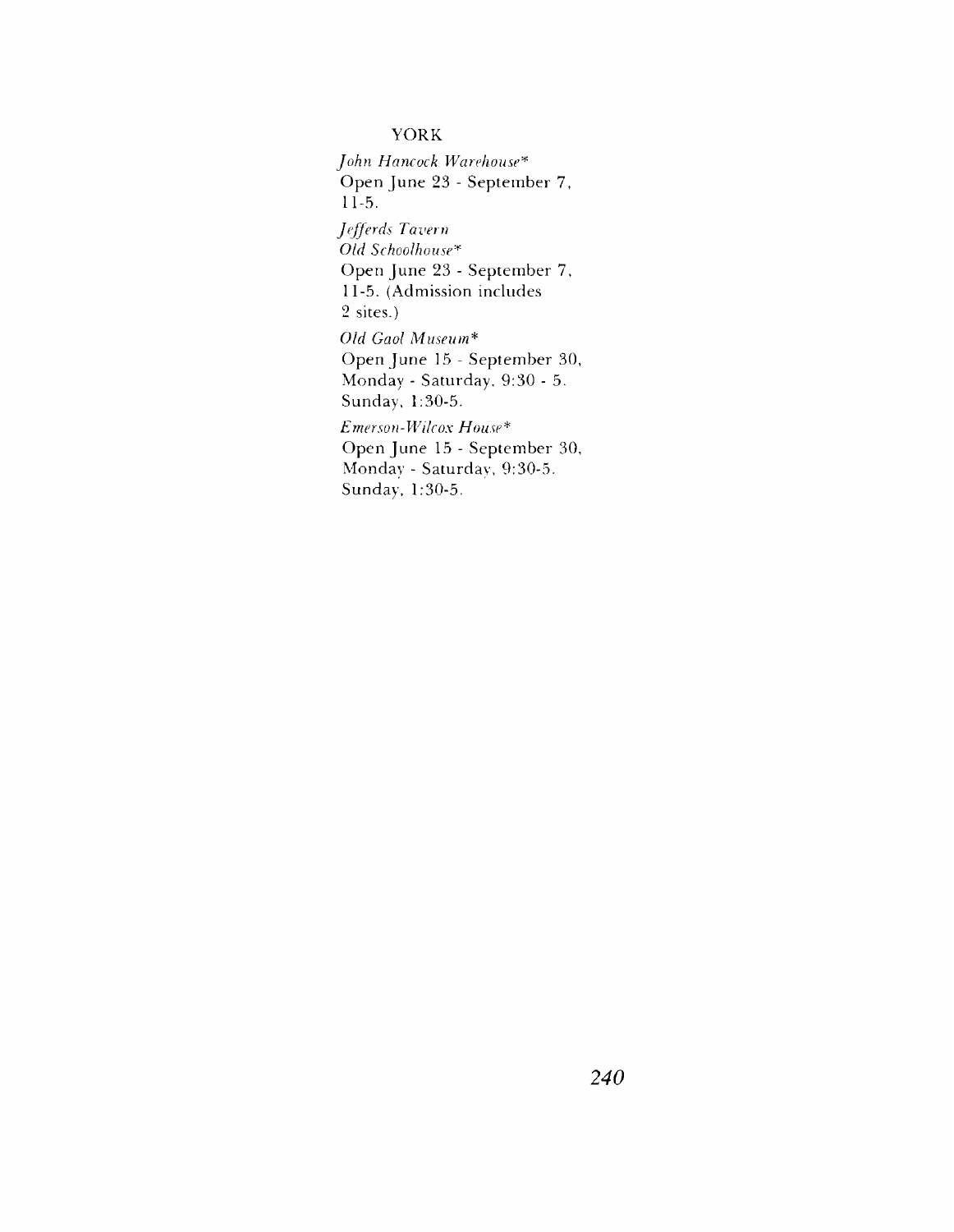## YORK

*John Hancock Warehouse**
Open June 23 - September 7, 11-5.

*Jefferds Tavern*
*Old Schoolhouse**
Open June 23 - September 7, 11-5. (Admission includes 2 sites.)

*Old Gaol Museum**
Open June 15 - September 30, Monday - Saturday, 9:30 - 5. Sunday, 1:30-5.

*Emerson-Wilcox House**
Open June 15 - September 30, Monday - Saturday, 9:30-5. Sunday, 1:30-5.